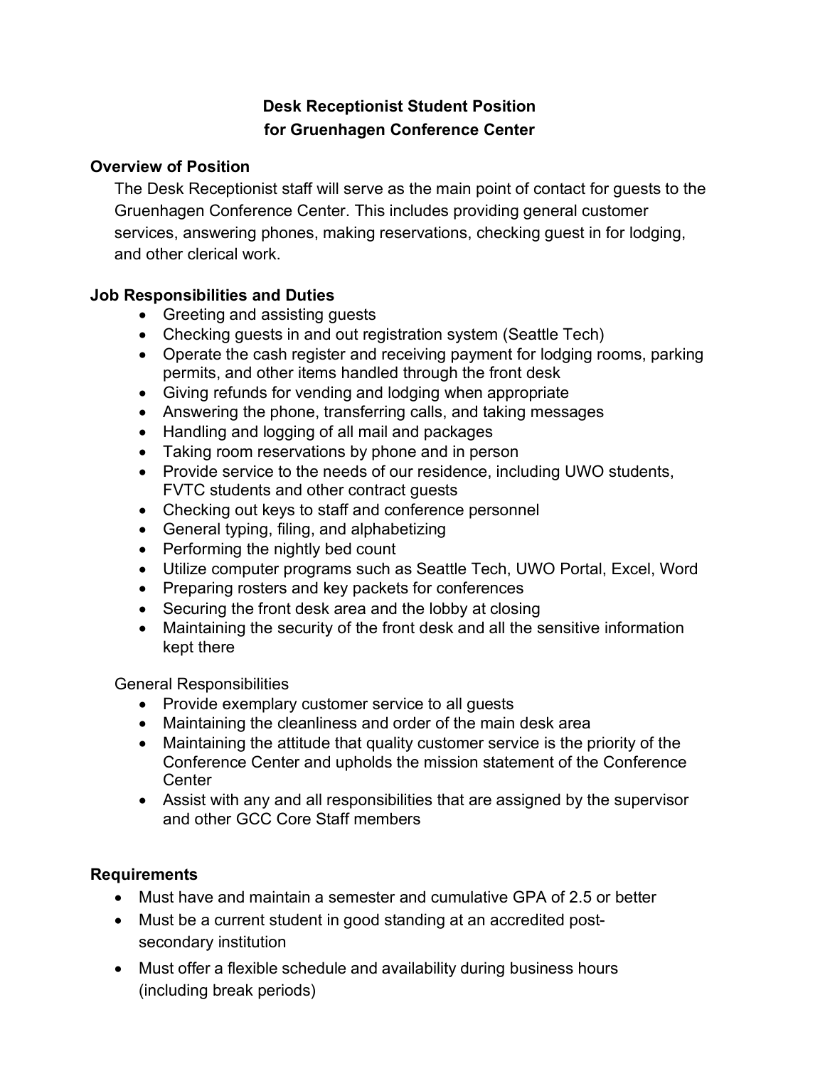# Desk Receptionist Student Position
# for Gruenhagen Conference Center

## Overview of Position

The Desk Receptionist staff will serve as the main point of contact for guests to the Gruenhagen Conference Center. This includes providing general customer services, answering phones, making reservations, checking guest in for lodging, and other clerical work.

## Job Responsibilities and Duties

- Greeting and assisting guests
- Checking guests in and out registration system (Seattle Tech)
- Operate the cash register and receiving payment for lodging rooms, parking permits, and other items handled through the front desk
- Giving refunds for vending and lodging when appropriate
- Answering the phone, transferring calls, and taking messages
- Handling and logging of all mail and packages
- Taking room reservations by phone and in person
- Provide service to the needs of our residence, including UWO students, FVTC students and other contract guests
- Checking out keys to staff and conference personnel
- General typing, filing, and alphabetizing
- Performing the nightly bed count
- Utilize computer programs such as Seattle Tech, UWO Portal, Excel, Word
- Preparing rosters and key packets for conferences
- Securing the front desk area and the lobby at closing
- Maintaining the security of the front desk and all the sensitive information kept there

General Responsibilities

- Provide exemplary customer service to all guests
- Maintaining the cleanliness and order of the main desk area
- Maintaining the attitude that quality customer service is the priority of the Conference Center and upholds the mission statement of the Conference Center
- Assist with any and all responsibilities that are assigned by the supervisor and other GCC Core Staff members

## Requirements

- Must have and maintain a semester and cumulative GPA of 2.5 or better
- Must be a current student in good standing at an accredited post-secondary institution
- Must offer a flexible schedule and availability during business hours (including break periods)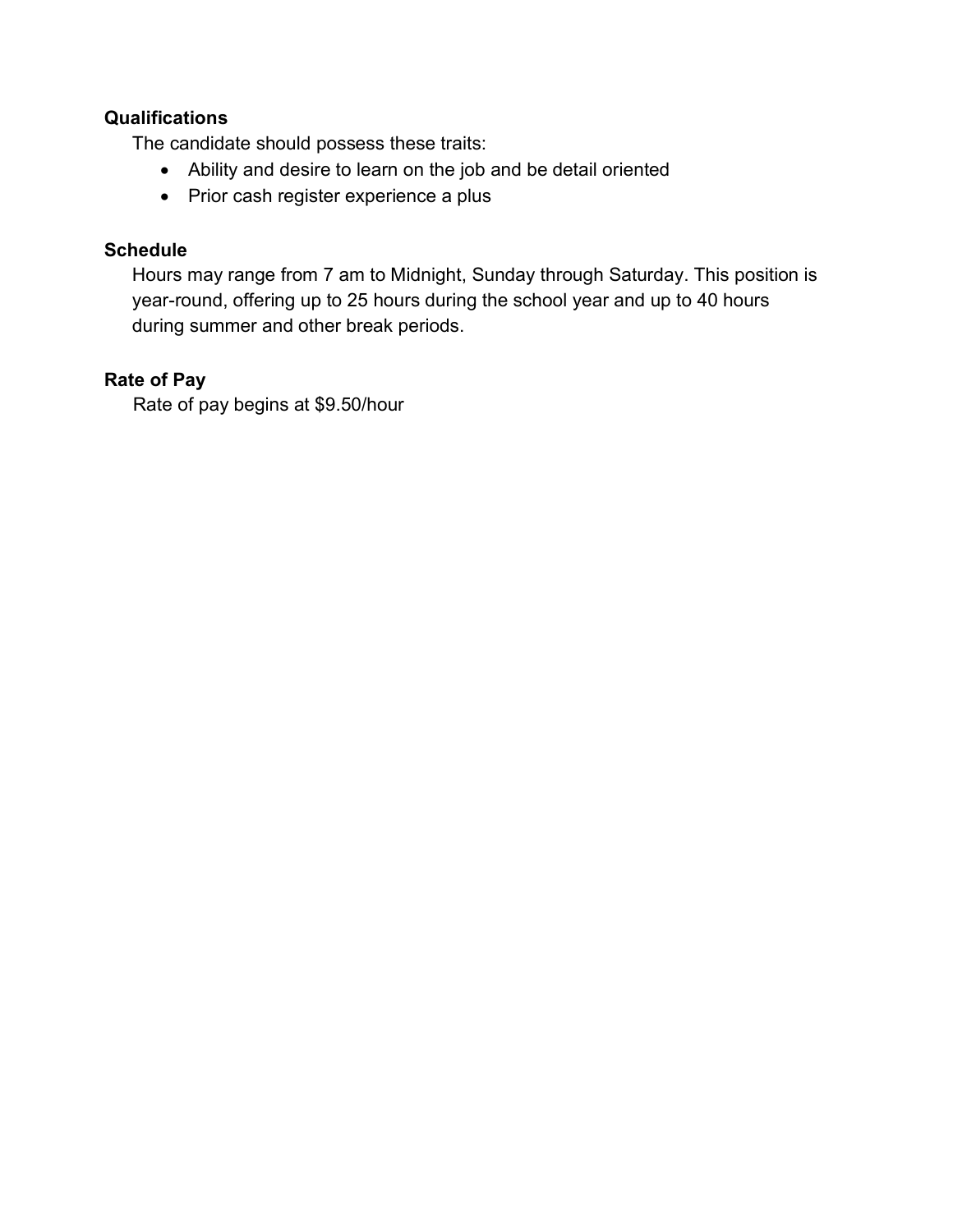**Qualifications**

The candidate should possess these traits:

- Ability and desire to learn on the job and be detail oriented
- Prior cash register experience a plus

**Schedule**

Hours may range from 7 am to Midnight, Sunday through Saturday. This position is year-round, offering up to 25 hours during the school year and up to 40 hours during summer and other break periods.

**Rate of Pay**

Rate of pay begins at $9.50/hour